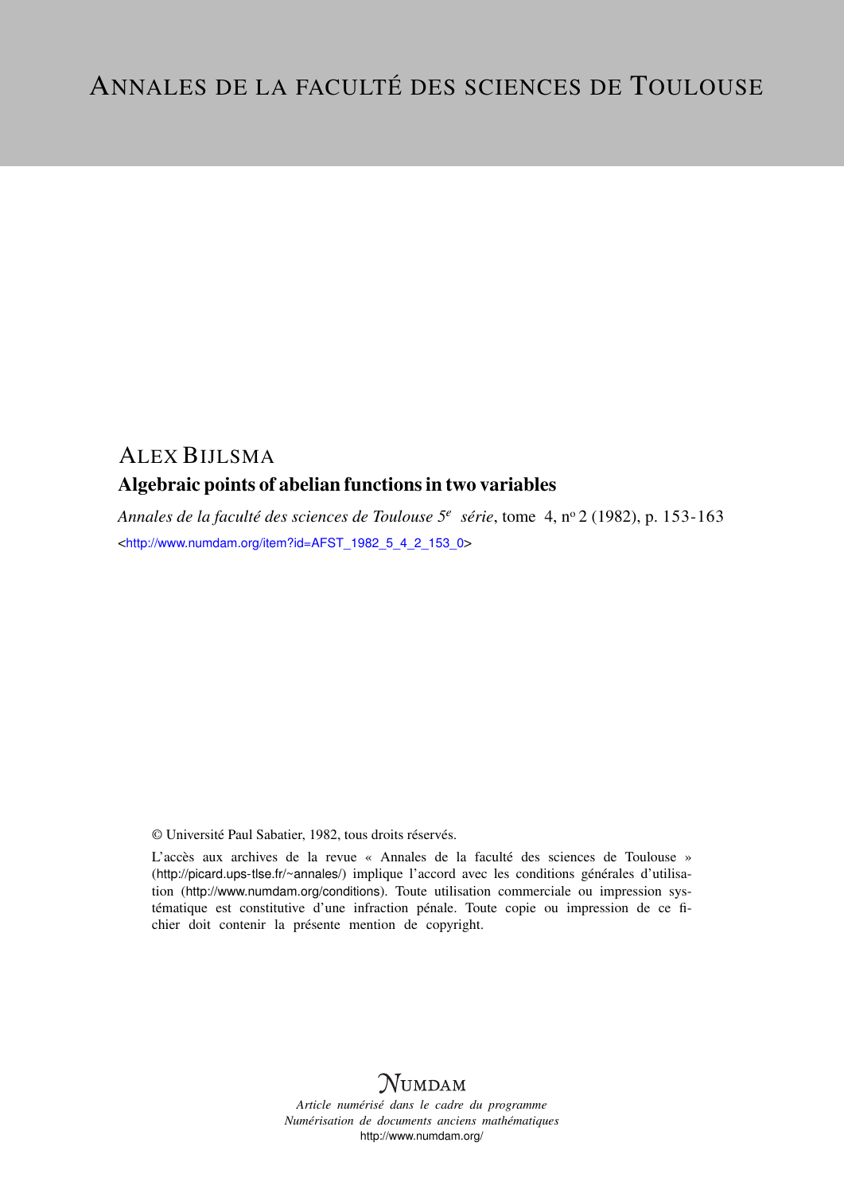# ANNALES DE LA FACULTÉ DES SCIENCES DE TOULOUSE

ALEX BIJLSMA

## Algebraic points of abelian functions in two variables

*Annales de la faculté des sciences de Toulouse 5e série*, tome 4, no 2 (1982), p. 153-163

<http://www.numdam.org/item?id=AFST_1982_5_4_2_153_0>

© Université Paul Sabatier, 1982, tous droits réservés.

L'accès aux archives de la revue « Annales de la faculté des sciences de Toulouse » (http://picard.ups-tlse.fr/~annales/) implique l'accord avec les conditions générales d'utilisation (http://www.numdam.org/conditions). Toute utilisation commerciale ou impression systématique est constitutive d'une infraction pénale. Toute copie ou impression de ce fichier doit contenir la présente mention de copyright.

NUMDAM

*Article numérisé dans le cadre du programme*
*Numérisation de documents anciens mathématiques*
http://www.numdam.org/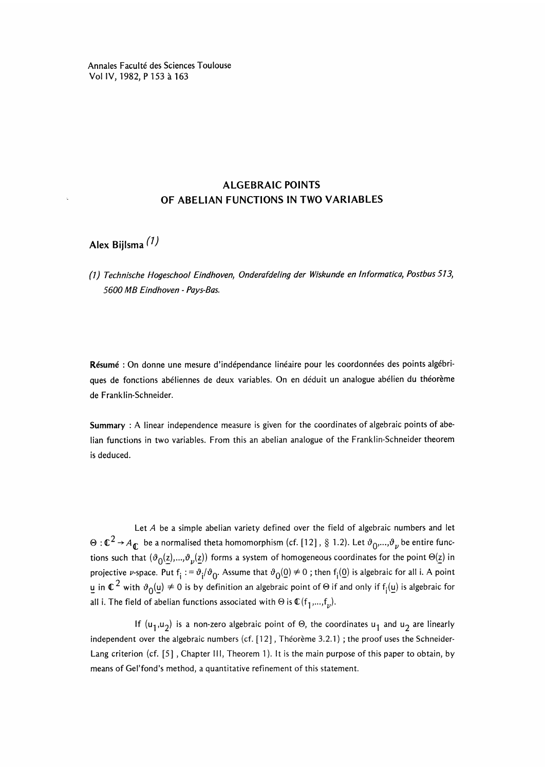Annales Faculté des Sciences Toulouse
Vol IV, 1982, P 153 à 163

# ALGEBRAIC POINTS OF ABELIAN FUNCTIONS IN TWO VARIABLES

## Alex Bijlsma [(1)]

*(1) Technische Hogeschool Eindhoven, Onderafdeling der Wiskunde en Informatica, Postbus 513, 5600 MB Eindhoven - Pays-Bas.*

**Résumé** : On donne une mesure d'indépendance linéaire pour les coordonnées des points algébriques de fonctions abéliennes de deux variables. On en déduit un analogue abélien du théorème de Franklin-Schneider.

**Summary** : A linear independence measure is given for the coordinates of algebraic points of abelian functions in two variables. From this an abelian analogue of the Franklin-Schneider theorem is deduced.

Let $A$ be a simple abelian variety defined over the field of algebraic numbers and let $\Theta : \mathbb{C}^2 \to A_{\mathbb{C}}$ be a normalised theta homomorphism (cf. [12], § 1.2). Let $\vartheta_0,...,\vartheta_\nu$ be entire functions such that $(\vartheta_0(\underline{z}),...,\vartheta_\nu(\underline{z}))$ forms a system of homogeneous coordinates for the point $\Theta(\underline{z})$ in projective $\nu$-space. Put $f_i := \vartheta_i/\vartheta_0$. Assume that $\vartheta_0(\underline{0}) \neq 0$ ; then $f_i(\underline{0})$ is algebraic for all i. A point $\underline{u}$ in $\mathbb{C}^2$ with $\vartheta_0(\underline{u}) \neq 0$ is by definition an algebraic point of $\Theta$ if and only if $f_i(\underline{u})$ is algebraic for all i. The field of abelian functions associated with $\Theta$ is $\mathbb{C}(f_1,...,f_\nu)$.

If $(u_1,u_2)$ is a non-zero algebraic point of $\Theta$, the coordinates $u_1$ and $u_2$ are linearly independent over the algebraic numbers (cf. [12], Théorème 3.2.1) ; the proof uses the Schneider-Lang criterion (cf. [5], Chapter III, Theorem 1). It is the main purpose of this paper to obtain, by means of Gel'fond's method, a quantitative refinement of this statement.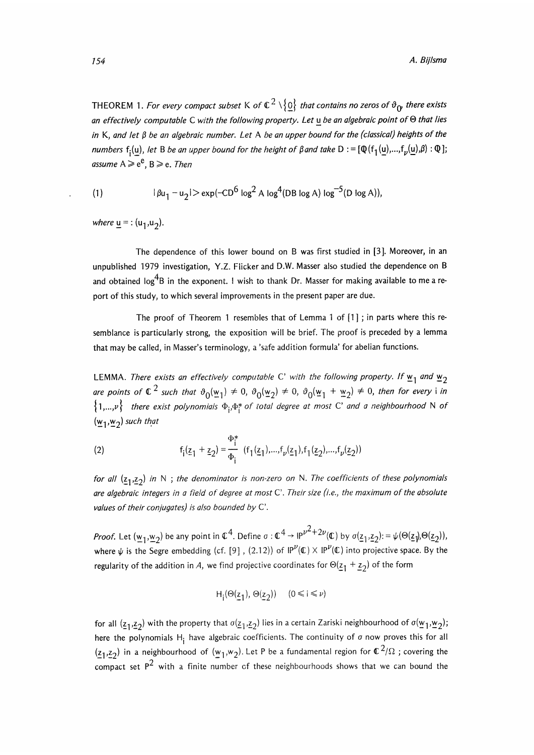THEOREM 1. *For every compact subset* $K$ *of* $\mathbb{C}^2 \setminus \{\underline{0}\}$ *that contains no zeros of* $\vartheta_0$, *there exists an effectively computable* $C$ *with the following property. Let* $\underline{u}$ *be an algebraic point of* $\Theta$ *that lies in* $K$, *and let* $\beta$ *be an algebraic number. Let* $A$ *be an upper bound for the (classical) heights of the numbers* $f_i(\underline{u})$, *let* $B$ *be an upper bound for the height of* $\beta$ *and take* $D := [\mathbb{Q}(f_1(\underline{u}),\ldots,f_\nu(\underline{u}),\beta) : \mathbb{Q}]$; *assume* $A \geq e^e$, $B \geq e$. *Then*

$$(1) \qquad |\beta u_1 - u_2| > \exp(-CD^6 \log^2 A \log^4(DB \log A) \log^{-5}(D \log A)),$$

*where* $\underline{u} =: (u_1,u_2)$.

The dependence of this lower bound on $B$ was first studied in [3]. Moreover, in an unpublished 1979 investigation, Y.Z. Flicker and D.W. Masser also studied the dependence on $B$ and obtained $\log^4 B$ in the exponent. I wish to thank Dr. Masser for making available to me a report of this study, to which several improvements in the present paper are due.

The proof of Theorem 1 resembles that of Lemma 1 of [1] ; in parts where this resemblance is particularly strong, the exposition will be brief. The proof is preceded by a lemma that may be called, in Masser's terminology, a 'safe addition formula' for abelian functions.

LEMMA. *There exists an effectively computable* $C'$ *with the following property. If* $\underline{w}_1$ *and* $\underline{w}_2$ *are points of* $\mathbb{C}^2$ *such that* $\vartheta_0(\underline{w}_1) \neq 0$, $\vartheta_0(\underline{w}_2) \neq 0$, $\vartheta_0(\underline{w}_1 + \underline{w}_2) \neq 0$, *then for every* $i$ *in* $\{1,\ldots,\nu\}$ *there exist polynomials* $\Phi_i, \Phi_i^*$ *of total degree at most* $C'$ *and a neighbourhood* $N$ *of* $(\underline{w}_1,\underline{w}_2)$ *such that*

$$(2) \qquad f_i(\underline{z}_1 + \underline{z}_2) = \frac{\Phi_i^*}{\Phi_i}\,(f_1(\underline{z}_1),\ldots,f_\nu(\underline{z}_1),f_1(\underline{z}_2),\ldots,f_\nu(\underline{z}_2))$$

*for all* $(\underline{z}_1,\underline{z}_2)$ *in* $N$ ; *the denominator is non-zero on* $N$. *The coefficients of these polynomials are algebraic integers in a field of degree at most* $C'$. *Their size (i.e., the maximum of the absolute values of their conjugates) is also bounded by* $C'$.

*Proof.* Let $(\underline{w}_1,\underline{w}_2)$ be any point in $\mathbb{C}^4$. Define $\sigma : \mathbb{C}^4 \to \mathbb{P}^{\nu^2+2\nu}(\mathbb{C})$ by $\sigma(\underline{z}_1,\underline{z}_2) := \psi(\Theta(\underline{z}_1),\Theta(\underline{z}_2))$, where $\psi$ is the Segre embedding (cf. [9] , (2.12)) of $\mathbb{P}^\nu(\mathbb{C}) \times \mathbb{P}^\nu(\mathbb{C})$ into projective space. By the regularity of the addition in $A$, we find projective coordinates for $\Theta(\underline{z}_1 + \underline{z}_2)$ of the form

$$H_i(\Theta(\underline{z}_1), \Theta(\underline{z}_2)) \qquad (0 \leq i \leq \nu)$$

for all $(\underline{z}_1,\underline{z}_2)$ with the property that $\sigma(\underline{z}_1,\underline{z}_2)$ lies in a certain Zariski neighbourhood of $\sigma(\underline{w}_1,\underline{w}_2)$; here the polynomials $H_i$ have algebraic coefficients. The continuity of $\sigma$ now proves this for all $(\underline{z}_1,\underline{z}_2)$ in a neighbourhood of $(\underline{w}_1,\underline{w}_2)$. Let $P$ be a fundamental region for $\mathbb{C}^2/\Omega$ ; covering the compact set $P^2$ with a finite number of these neighbourhoods shows that we can bound the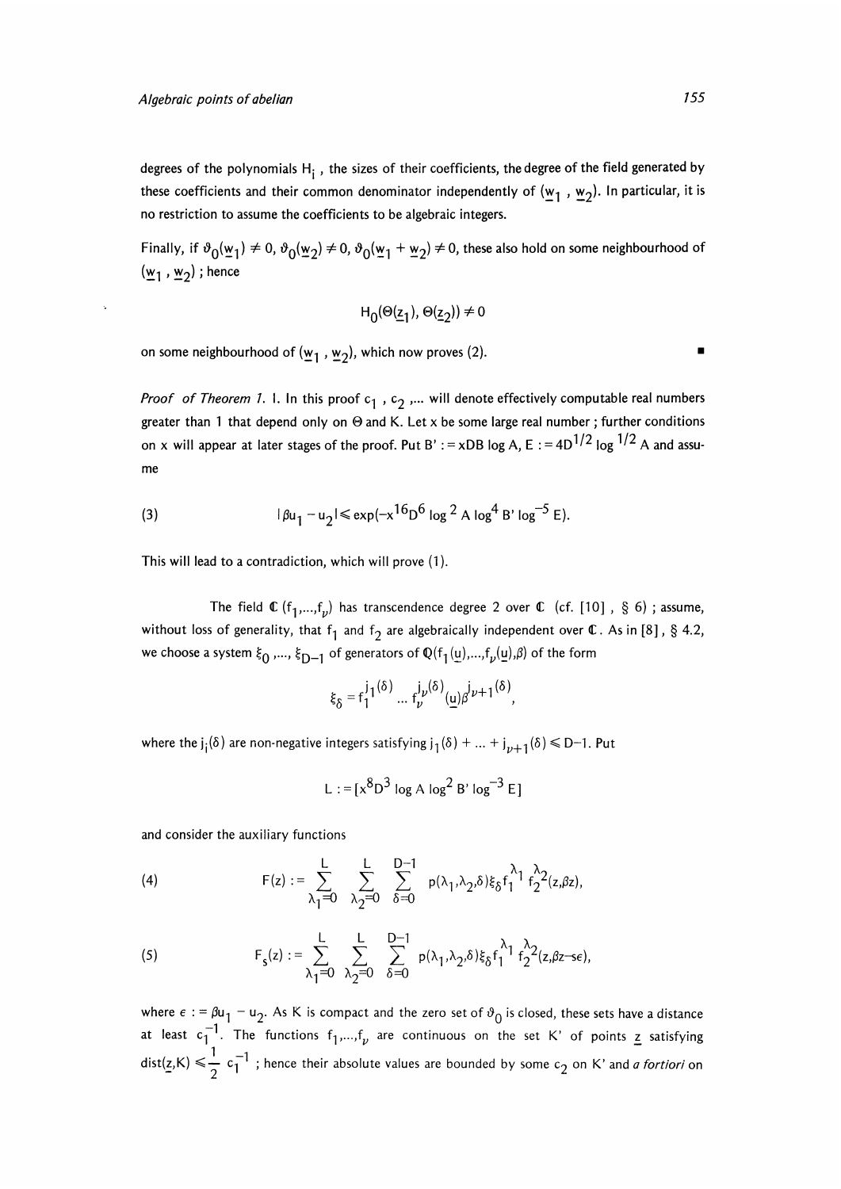degrees of the polynomials $H_i$, the sizes of their coefficients, the degree of the field generated by these coefficients and their common denominator independently of $(\underline{w}_1, \underline{w}_2)$. In particular, it is no restriction to assume the coefficients to be algebraic integers.

Finally, if $\vartheta_0(\underline{w}_1) \neq 0$, $\vartheta_0(\underline{w}_2) \neq 0$, $\vartheta_0(\underline{w}_1 + \underline{w}_2) \neq 0$, these also hold on some neighbourhood of $(\underline{w}_1, \underline{w}_2)$; hence

$$H_0(\Theta(\underline{z}_1), \Theta(\underline{z}_2)) \neq 0$$

on some neighbourhood of $(\underline{w}_1, \underline{w}_2)$, which now proves (2). ∎

*Proof of Theorem 1.* I. In this proof $c_1, c_2, \ldots$ will denote effectively computable real numbers greater than 1 that depend only on $\Theta$ and K. Let x be some large real number; further conditions on x will appear at later stages of the proof. Put $B' := xDB \log A$, $E := 4D^{1/2} \log^{1/2} A$ and assume

$$|\beta u_1 - u_2| \leqslant \exp(-x^{16}D^6 \log^2 A \log^4 B' \log^{-5} E). \tag{3}$$

This will lead to a contradiction, which will prove (1).

The field $\mathbb{C}(f_1, \ldots, f_\nu)$ has transcendence degree 2 over $\mathbb{C}$ (cf. [10], § 6); assume, without loss of generality, that $f_1$ and $f_2$ are algebraically independent over $\mathbb{C}$. As in [8], § 4.2, we choose a system $\xi_0, \ldots, \xi_{D-1}$ of generators of $\mathbb{Q}(f_1(\underline{u}), \ldots, f_\nu(\underline{u}), \beta)$ of the form

$$\xi_\delta = f_1^{j_1(\delta)} \ldots f_\nu^{j_\nu(\delta)}(\underline{u})\beta^{j_{\nu+1}(\delta)},$$

where the $j_i(\delta)$ are non-negative integers satisfying $j_1(\delta) + \ldots + j_{\nu+1}(\delta) \leqslant D-1$. Put

$$L := [x^8 D^3 \log A \log^2 B' \log^{-3} E]$$

and consider the auxiliary functions

$$F(z) := \sum_{\lambda_1=0}^{L} \sum_{\lambda_2=0}^{L} \sum_{\delta=0}^{D-1} p(\lambda_1, \lambda_2, \delta)\xi_\delta f_1^{\lambda_1} f_2^{\lambda_2}(z, \beta z), \tag{4}$$

$$F_s(z) := \sum_{\lambda_1=0}^{L} \sum_{\lambda_2=0}^{L} \sum_{\delta=0}^{D-1} p(\lambda_1, \lambda_2, \delta)\xi_\delta f_1^{\lambda_1} f_2^{\lambda_2}(z, \beta z - s\epsilon), \tag{5}$$

where $\epsilon := \beta u_1 - u_2$. As K is compact and the zero set of $\vartheta_0$ is closed, these sets have a distance at least $c_1^{-1}$. The functions $f_1, \ldots, f_\nu$ are continuous on the set K' of points $\underline{z}$ satisfying $\mathrm{dist}(\underline{z}, K) \leqslant \frac{1}{2} c_1^{-1}$; hence their absolute values are bounded by some $c_2$ on K' and *a fortiori* on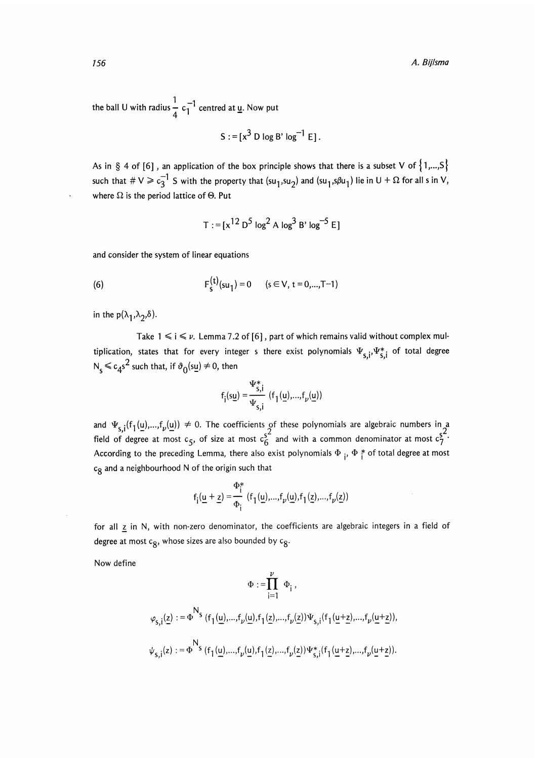the ball U with radius $\frac{1}{4}c_1^{-1}$ centred at $\underline{u}$. Now put

$$S := [x^3 D \log B' \log^{-1} E].$$

As in § 4 of [6], an application of the box principle shows that there is a subset V of $\{1,\ldots,S\}$ such that $\# V \geq c_3^{-1} S$ with the property that $(su_1, su_2)$ and $(su_1, s\beta u_1)$ lie in $U + \Omega$ for all s in V, where $\Omega$ is the period lattice of $\Theta$. Put

$$T := [x^{12} D^5 \log^2 A \log^3 B' \log^{-5} E]$$

and consider the system of linear equations

$$F_s^{(t)}(su_1) = 0 \quad (s \in V, t = 0,\ldots,T-1) \tag{6}$$

in the $p(\lambda_1, \lambda_2, \delta)$.

Take $1 \leq i \leq \nu$. Lemma 7.2 of [6], part of which remains valid without complex multiplication, states that for every integer s there exist polynomials $\Psi_{s,i}, \Psi_{s,i}^*$ of total degree $N_s \leq c_4 s^2$ such that, if $\vartheta_0(s\underline{u}) \neq 0$, then

$$f_i(s\underline{u}) = \frac{\Psi_{s,i}^*}{\Psi_{s,i}}(f_1(\underline{u}),\ldots,f_\nu(\underline{u}))$$

and $\Psi_{s,i}(f_1(\underline{u}),\ldots,f_\nu(\underline{u})) \neq 0$. The coefficients of these polynomials are algebraic numbers in a field of degree at most $c_5$, of size at most $c_6^{s^2}$ and with a common denominator at most $c_7^{s^2}$. According to the preceding Lemma, there also exist polynomials $\Phi_i$, $\Phi_i^*$ of total degree at most $c_8$ and a neighbourhood N of the origin such that

$$f_i(\underline{u} + \underline{z}) = \frac{\Phi_i^*}{\Phi_i}(f_1(\underline{u}),\ldots,f_\nu(\underline{u}), f_1(\underline{z}),\ldots,f_\nu(\underline{z}))$$

for all $\underline{z}$ in N, with non-zero denominator, the coefficients are algebraic integers in a field of degree at most $c_8$, whose sizes are also bounded by $c_8$.

Now define

$$\Phi := \prod_{i=1}^{\nu} \Phi_i,$$

$$\varphi_{s,i}(\underline{z}) := \Phi^{N_s}(f_1(\underline{u}),\ldots,f_\nu(\underline{u}), f_1(\underline{z}),\ldots,f_\nu(\underline{z}))\Psi_{s,i}(f_1(\underline{u}+\underline{z}),\ldots,f_\nu(\underline{u}+\underline{z})),$$

$$\psi_{s,i}(z) := \Phi^{N_s}(f_1(\underline{u}),\ldots,f_\nu(\underline{u}), f_1(\underline{z}),\ldots,f_\nu(\underline{z}))\Psi_{s,i}^*(f_1(\underline{u}+\underline{z}),\ldots,f_\nu(\underline{u}+\underline{z})).$$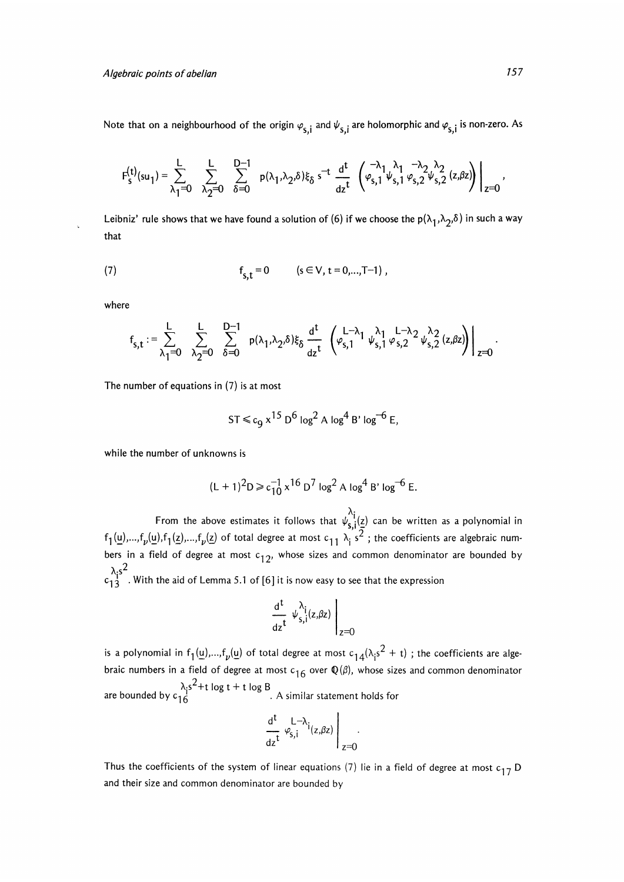Note that on a neighbourhood of the origin $\varphi_{s,i}$ and $\psi_{s,i}$ are holomorphic and $\varphi_{s,i}$ is non-zero. As

$$F_s^{(t)}(su_1) = \sum_{\lambda_1=0}^{L} \sum_{\lambda_2=0}^{L} \sum_{\delta=0}^{D-1} p(\lambda_1,\lambda_2,\delta)\xi_\delta \, s^{-t} \frac{d^t}{dz^t} \left( \varphi_{s,1}^{-\lambda_1} \psi_{s,1}^{\lambda_1} \varphi_{s,2}^{-\lambda_2} \psi_{s,2}^{\lambda_2}(z,\beta z) \right) \Bigg|_{z=0},$$

Leibniz' rule shows that we have found a solution of (6) if we choose the $p(\lambda_1,\lambda_2,\delta)$ in such a way that

$$(7) \qquad\qquad f_{s,t} = 0 \qquad (s \in V,\ t = 0,\dots,T-1),$$

where

$$f_{s,t} := \sum_{\lambda_1=0}^{L} \sum_{\lambda_2=0}^{L} \sum_{\delta=0}^{D-1} p(\lambda_1,\lambda_2,\delta)\xi_\delta \frac{d^t}{dz^t} \left( \varphi_{s,1}^{L-\lambda_1} \psi_{s,1}^{\lambda_1} \varphi_{s,2}^{L-\lambda_2} \psi_{s,2}^{\lambda_2}(z,\beta z) \right) \Bigg|_{z=0}.$$

The number of equations in (7) is at most

$$ST \leqslant c_9 \, x^{15} D^6 \log^2 A \log^4 B' \log^{-6} E,$$

while the number of unknowns is

$$(L+1)^2 D \geqslant c_{10}^{-1} x^{16} D^7 \log^2 A \log^4 B' \log^{-6} E.$$

From the above estimates it follows that $\psi_{s,i}^{\lambda_i}(\underline{z})$ can be written as a polynomial in $f_1(\underline{u}),\dots,f_\nu(\underline{u}),f_1(\underline{z}),\dots,f_\nu(\underline{z})$ of total degree at most $c_{11}\,\lambda_i s^2$ ; the coefficients are algebraic numbers in a field of degree at most $c_{12}$, whose sizes and common denominator are bounded by $c_{13}^{\lambda_i s^2}$. With the aid of Lemma 5.1 of [6] it is now easy to see that the expression

$$\frac{d^t}{dz^t} \psi_{s,i}^{\lambda_i}(z,\beta z) \Bigg|_{z=0}$$

is a polynomial in $f_1(\underline{u}),\dots,f_\nu(\underline{u})$ of total degree at most $c_{14}(\lambda_i s^2 + t)$ ; the coefficients are algebraic numbers in a field of degree at most $c_{16}$ over $\mathbb{Q}(\beta)$, whose sizes and common denominator are bounded by $c_{16}^{\lambda_i s^2 + t \log t + t \log B}$. A similar statement holds for

$$\frac{d^t}{dz^t} \varphi_{s,i}^{L-\lambda_i}(z,\beta z) \Bigg|_{z=0}.$$

Thus the coefficients of the system of linear equations (7) lie in a field of degree at most $c_{17}\,D$ and their size and common denominator are bounded by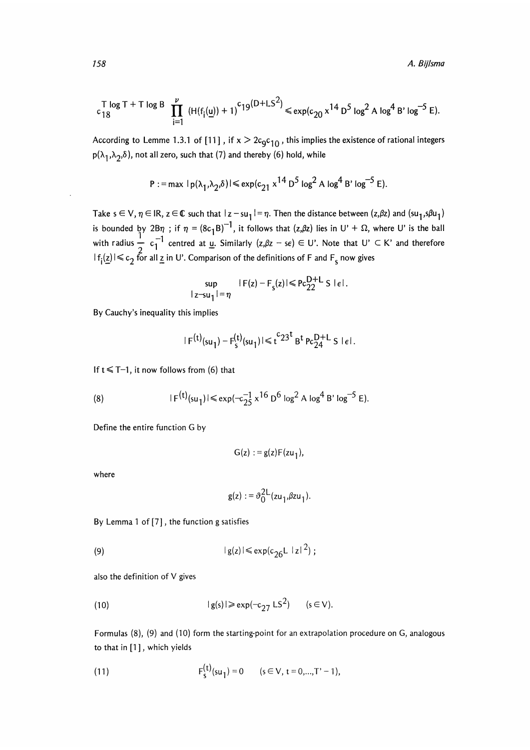$$c_{18}^{T\log T + T\log B} \prod_{i=1}^{\nu} (H(f_i(\underline{u})) + 1)^{c_{19}(D+LS^2)} \leqslant \exp(c_{20}\, x^{14}\, D^5 \log^2 A \log^4 B' \log^{-5} E).$$

According to Lemme 1.3.1 of [11], if $x > 2c_9c_{10}$, this implies the existence of rational integers $p(\lambda_1,\lambda_2,\delta)$, not all zero, such that (7) and thereby (6) hold, while

$$P := \max |p(\lambda_1,\lambda_2,\delta)| \leqslant \exp(c_{21}\, x^{14}\, D^5 \log^2 A \log^4 B' \log^{-5} E).$$

Take $s \in V$, $\eta \in \mathbb{R}$, $z \in \mathbb{C}$ such that $|z - su_1| = \eta$. Then the distance between $(z,\beta z)$ and $(su_1, s\beta u_1)$ is bounded by $2B\eta$ ; if $\eta = (8c_1B)^{-1}$, it follows that $(z,\beta z)$ lies in $U' + \Omega$, where $U'$ is the ball with radius $\frac{1}{2}\, c_1^{-1}$ centred at $\underline{u}$. Similarly $(z,\beta z - s\epsilon) \in U'$. Note that $U' \subset K'$ and therefore $|f_i(\underline{z})| \leqslant c_2$ for all $\underline{z}$ in $U'$. Comparison of the definitions of $F$ and $F_s$ now gives

$$\sup_{|z-su_1|=\eta} |F(z) - F_s(z)| \leqslant P c_{22}^{D+L}\, S\, |\epsilon|.$$

By Cauchy's inequality this implies

$$|F^{(t)}(su_1) - F_s^{(t)}(su_1)| \leqslant t^{c_{23}t}\, B^t\, P c_{24}^{D+L}\, S\, |\epsilon|.$$

If $t \leqslant T-1$, it now follows from (6) that

$$(8) \qquad |F^{(t)}(su_1)| \leqslant \exp(-c_{25}^{-1}\, x^{16}\, D^6 \log^2 A \log^4 B' \log^{-5} E).$$

Define the entire function $G$ by

$$G(z) := g(z) F(zu_1),$$

where

$$g(z) := \vartheta_0^{2L}(zu_1, \beta z u_1).$$

By Lemma 1 of [7], the function $g$ satisfies

$$(9) \qquad |g(z)| \leqslant \exp(c_{26} L\, |z|^2)\,;$$

also the definition of $V$ gives

$$(10) \qquad |g(s)| \geqslant \exp(-c_{27}\, LS^2) \qquad (s \in V).$$

Formulas (8), (9) and (10) form the starting-point for an extrapolation procedure on $G$, analogous to that in [1], which yields

$$(11) \qquad F_s^{(t)}(su_1) = 0 \qquad (s \in V,\ t = 0,\ldots,T'-1),$$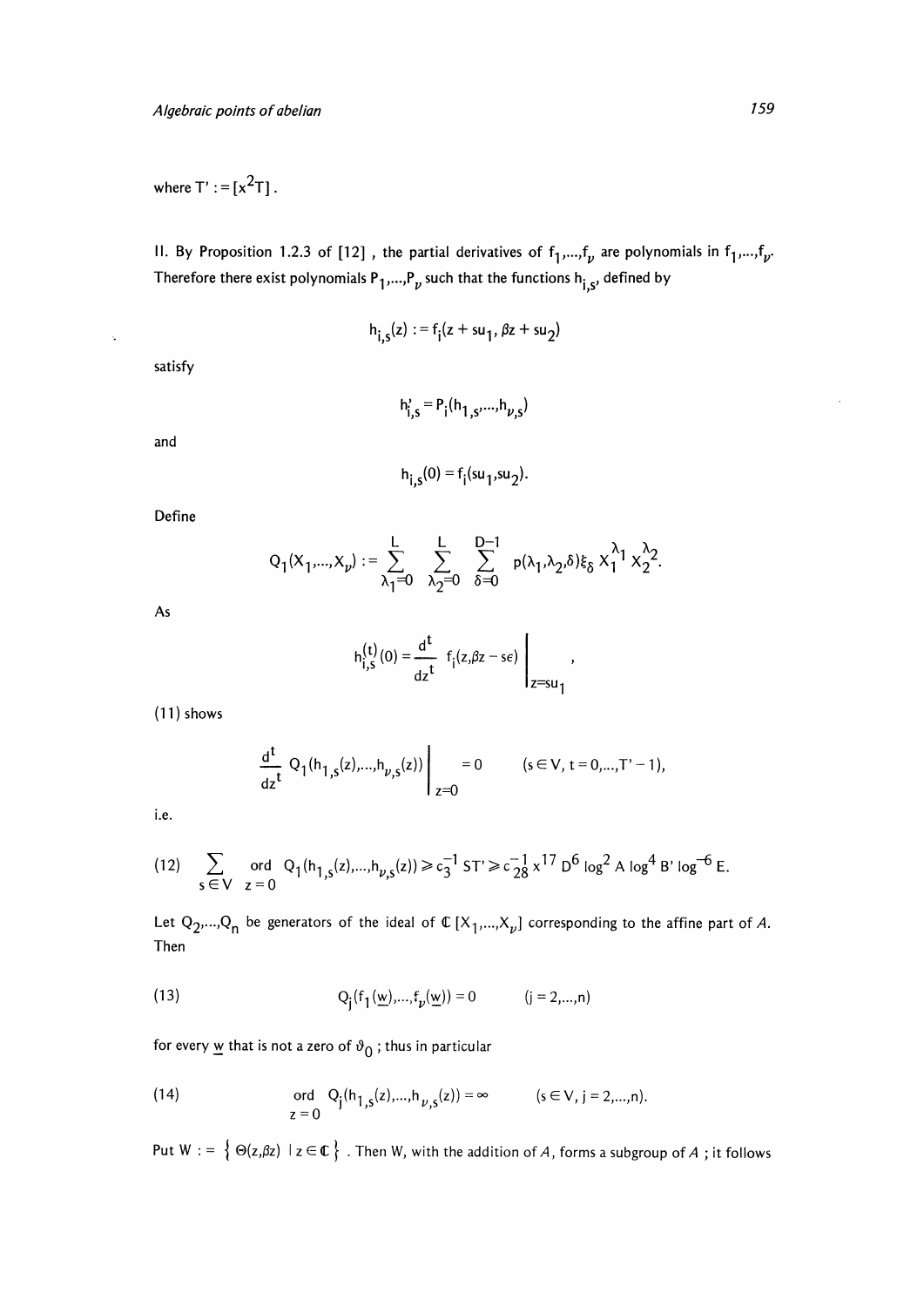where $T' := [x^2 T]$.

II. By Proposition 1.2.3 of [12] , the partial derivatives of $f_1,\ldots,f_\nu$ are polynomials in $f_1,\ldots,f_\nu$. Therefore there exist polynomials $P_1,\ldots,P_\nu$ such that the functions $h_{i,s}$, defined by

$$h_{i,s}(z) := f_i(z + su_1, \beta z + su_2)$$

satisfy

$$h'_{i,s} = P_i(h_{1,s},\ldots,h_{\nu,s})$$

and

$$h_{i,s}(0) = f_i(su_1, su_2).$$

Define

$$Q_1(X_1,\ldots,X_\nu) := \sum_{\lambda_1=0}^{L} \sum_{\lambda_2=0}^{L} \sum_{\delta=0}^{D-1} p(\lambda_1,\lambda_2,\delta)\xi_\delta X_1^{\lambda_1} X_2^{\lambda_2}.$$

As

$$h_{i,s}^{(t)}(0) = \frac{d^t}{dz^t} f_i(z, \beta z - s\epsilon)\Bigg|_{z=su_1},$$

(11) shows

$$\frac{d^t}{dz^t} Q_1(h_{1,s}(z),\ldots,h_{\nu,s}(z))\Bigg|_{z=0} = 0 \qquad (s \in V,\ t = 0,\ldots,T'-1),$$

i.e.

$$(12) \qquad \sum_{s\in V} \operatorname*{ord}_{z=0} Q_1(h_{1,s}(z),\ldots,h_{\nu,s}(z)) \geqslant c_3^{-1}\, ST' \geqslant c_{28}^{-1}\, x^{17} D^6 \log^2 A \log^4 B' \log^{-6} E.$$

Let $Q_2,\ldots,Q_n$ be generators of the ideal of $\mathbb{C}[X_1,\ldots,X_\nu]$ corresponding to the affine part of $A$. Then

$$(13) \qquad Q_j(f_1(\underline{w}),\ldots,f_\nu(\underline{w})) = 0 \qquad (j = 2,\ldots,n)$$

for every $\underline{w}$ that is not a zero of $\vartheta_0$ ; thus in particular

$$(14) \qquad \operatorname*{ord}_{z=0} Q_j(h_{1,s}(z),\ldots,h_{\nu,s}(z)) = \infty \qquad (s \in V,\ j = 2,\ldots,n).$$

Put $W := \{\Theta(z,\beta z) \mid z \in \mathbb{C}\}$. Then W, with the addition of $A$, forms a subgroup of $A$ ; it follows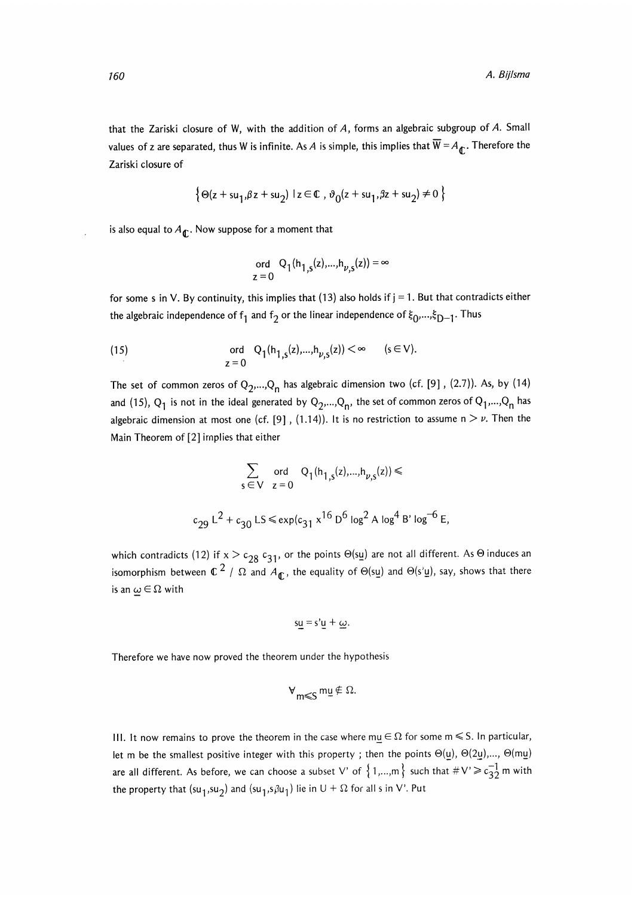that the Zariski closure of W, with the addition of $A$, forms an algebraic subgroup of $A$. Small values of z are separated, thus W is infinite. As $A$ is simple, this implies that $\overline{W} = A_{\mathbb{C}}$. Therefore the Zariski closure of

$$\left\{ \Theta(z + su_1, \beta z + su_2) \mid z \in \mathbb{C}, \vartheta_0(z + su_1, \beta z + su_2) \neq 0 \right\}$$

is also equal to $A_{\mathbb{C}}$. Now suppose for a moment that

$$\operatorname*{ord}_{z=0} \; Q_1(h_{1,s}(z),\dots,h_{\nu,s}(z)) = \infty$$

for some s in V. By continuity, this implies that (13) also holds if $j = 1$. But that contradicts either the algebraic independence of $f_1$ and $f_2$ or the linear independence of $\xi_0,\dots,\xi_{D-1}$. Thus

$$\operatorname*{ord}_{z=0} \; Q_1(h_{1,s}(z),\dots,h_{\nu,s}(z)) < \infty \qquad (s \in V). \tag{15}$$

The set of common zeros of $Q_2,\dots,Q_n$ has algebraic dimension two (cf. [9], (2.7)). As, by (14) and (15), $Q_1$ is not in the ideal generated by $Q_2,\dots,Q_n$, the set of common zeros of $Q_1,\dots,Q_n$ has algebraic dimension at most one (cf. [9], (1.14)). It is no restriction to assume $n > \nu$. Then the Main Theorem of [2] implies that either

$$\sum_{s \in V} \operatorname*{ord}_{z=0} \; Q_1(h_{1,s}(z),\dots,h_{\nu,s}(z)) \leqslant$$

$$c_{29}\, L^2 + c_{30}\, LS \leqslant \exp(c_{31}\, x^{16}\, D^6 \log^2 A \log^4 B' \log^{-6} E,$$

which contradicts (12) if $x > c_{28}\, c_{31}$, or the points $\Theta(s\underline{u})$ are not all different. As $\Theta$ induces an isomorphism between $\mathbb{C}^2 / \Omega$ and $A_{\mathbb{C}}$, the equality of $\Theta(s\underline{u})$ and $\Theta(s'\underline{u})$, say, shows that there is an $\underline{\omega} \in \Omega$ with

$$s\underline{u} = s'\underline{u} + \underline{\omega}.$$

Therefore we have now proved the theorem under the hypothesis

$$\forall_{m \leqslant S}\; m\underline{u} \notin \Omega.$$

III. It now remains to prove the theorem in the case where $m\underline{u} \in \Omega$ for some $m \leqslant S$. In particular, let m be the smallest positive integer with this property ; then the points $\Theta(\underline{u}), \Theta(2\underline{u}),\dots, \Theta(m\underline{u})$ are all different. As before, we can choose a subset V' of $\{1,\dots,m\}$ such that $\# V' \geqslant c_{32}^{-1}\, m$ with the property that $(su_1, su_2)$ and $(su_1, s\beta u_1)$ lie in $U + \Omega$ for all s in V'. Put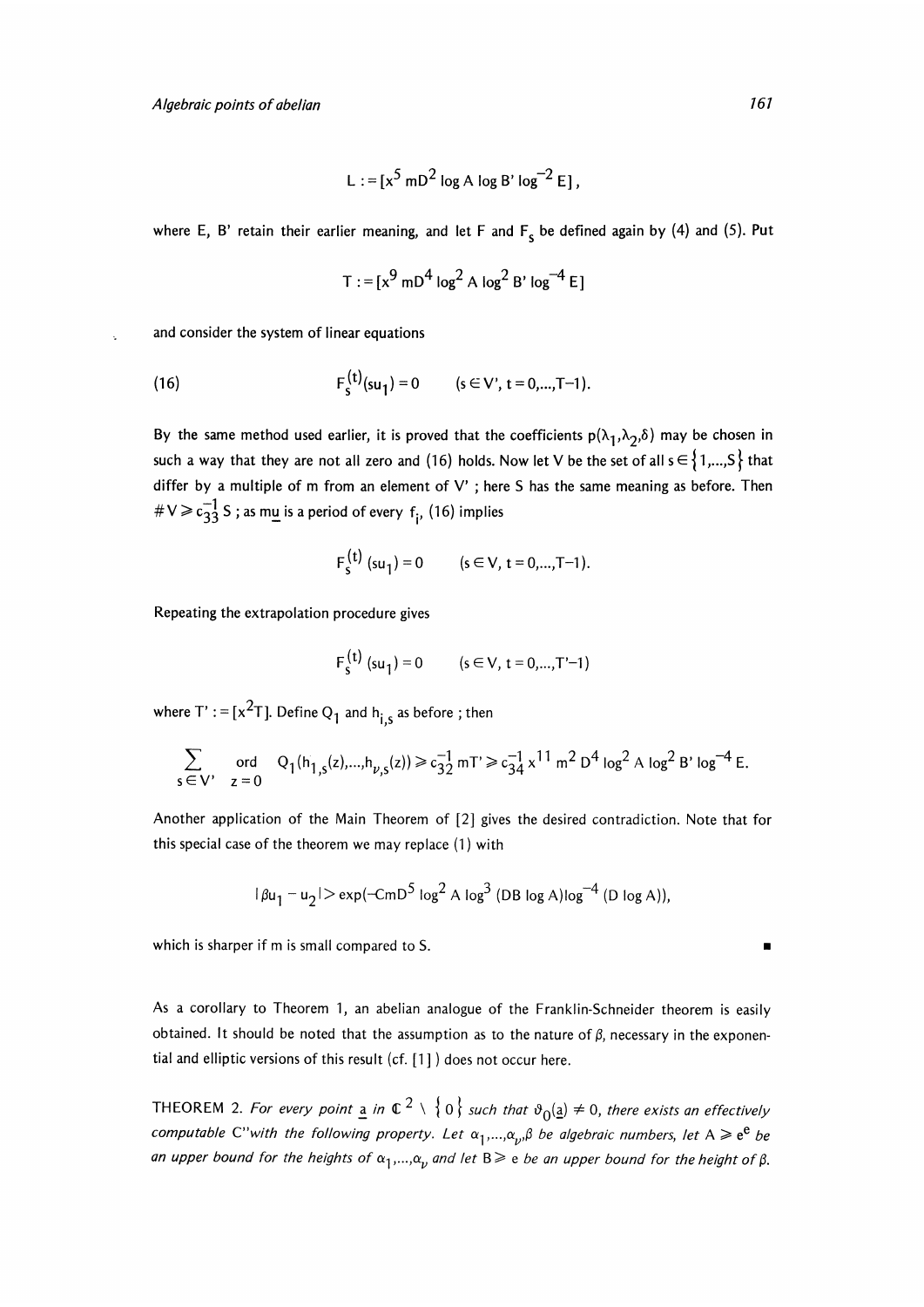$$L := [x^5 mD^2 \log A \log B' \log^{-2} E],$$

where E, B' retain their earlier meaning, and let F and $F_s$ be defined again by (4) and (5). Put

$$T := [x^9 mD^4 \log^2 A \log^2 B' \log^{-4} E]$$

and consider the system of linear equations

$$F_s^{(t)}(su_1) = 0 \qquad (s \in V', t = 0,\dots,T-1). \tag{16}$$

By the same method used earlier, it is proved that the coefficients $p(\lambda_1,\lambda_2,\delta)$ may be chosen in such a way that they are not all zero and (16) holds. Now let V be the set of all $s \in \{1,\dots,S\}$ that differ by a multiple of m from an element of V' ; here S has the same meaning as before. Then $\# V \geqslant c_{33}^{-1} S$ ; as $m\underline{u}$ is a period of every $f_i$, (16) implies

$$F_s^{(t)}(su_1) = 0 \qquad (s \in V, t = 0,\dots,T-1).$$

Repeating the extrapolation procedure gives

$$F_s^{(t)}(su_1) = 0 \qquad (s \in V, t = 0,\dots,T'-1)$$

where $T' := [x^2 T]$. Define $Q_1$ and $h_{i,s}$ as before ; then

$$\sum_{s \in V'} \operatorname*{ord}_{z=0} Q_1(h_{1,s}(z),\dots,h_{\nu,s}(z)) \geqslant c_{32}^{-1} mT' \geqslant c_{34}^{-1} x^{11} m^2 D^4 \log^2 A \log^2 B' \log^{-4} E.$$

Another application of the Main Theorem of [2] gives the desired contradiction. Note that for this special case of the theorem we may replace (1) with

$$|\beta u_1 - u_2| > \exp(-CmD^5 \log^2 A \log^3 (DB \log A) \log^{-4} (D \log A)),$$

which is sharper if m is small compared to S. ∎

As a corollary to Theorem 1, an abelian analogue of the Franklin-Schneider theorem is easily obtained. It should be noted that the assumption as to the nature of $\beta$, necessary in the exponential and elliptic versions of this result (cf. [1] ) does not occur here.

THEOREM 2. *For every point $\underline{a}$ in $\mathbb{C}^2 \setminus \{0\}$ such that $\vartheta_0(\underline{a}) \neq 0$, there exists an effectively computable C'' with the following property. Let $\alpha_1,\dots,\alpha_\nu,\beta$ be algebraic numbers, let $A \geqslant e^e$ be an upper bound for the heights of $\alpha_1,\dots,\alpha_\nu$ and let $B \geqslant e$ be an upper bound for the height of $\beta$.*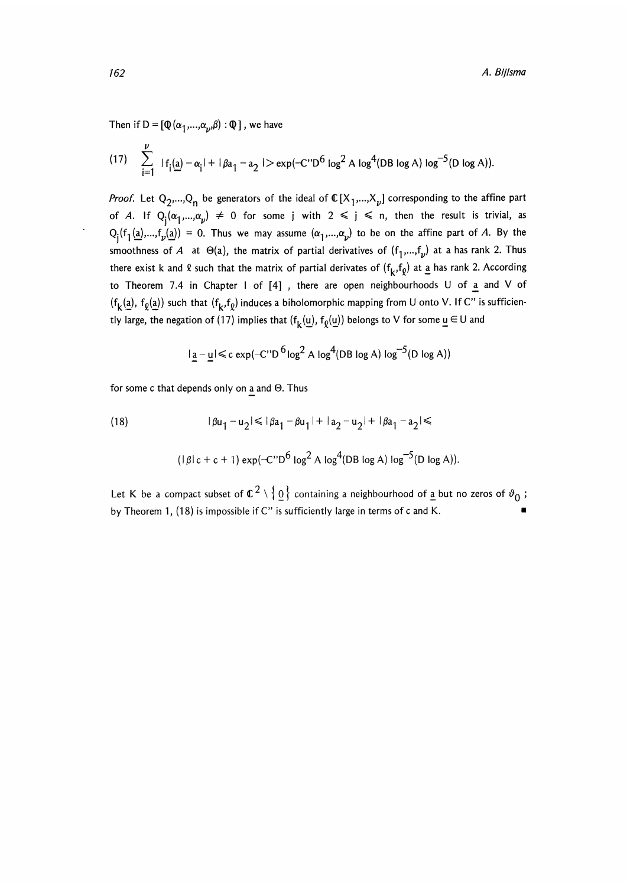Then if $D = [\mathbb{Q}(\alpha_1,\ldots,\alpha_\nu,\beta) : \mathbb{Q}]$, we have

$$(17) \quad \sum_{i=1}^{\nu} |f_i(\underline{a}) - \alpha_i| + |\beta a_1 - a_2| > \exp(-C''D^6 \log^2 A \log^4(DB \log A) \log^{-5}(D \log A)).$$

*Proof.* Let $Q_2,\ldots,Q_n$ be generators of the ideal of $\mathbb{C}[X_1,\ldots,X_\nu]$ corresponding to the affine part of $A$. If $Q_j(\alpha_1,\ldots,\alpha_\nu) \neq 0$ for some $j$ with $2 \leqslant j \leqslant n$, then the result is trivial, as $Q_j(f_1(\underline{a}),\ldots,f_\nu(\underline{a})) = 0$. Thus we may assume $(\alpha_1,\ldots,\alpha_\nu)$ to be on the affine part of $A$. By the smoothness of $A$ at $\Theta(a)$, the matrix of partial derivatives of $(f_1,\ldots,f_\nu)$ at a has rank 2. Thus there exist k and $\ell$ such that the matrix of partial derivates of $(f_k,f_\ell)$ at $\underline{a}$ has rank 2. According to Theorem 7.4 in Chapter I of [4] , there are open neighbourhoods U of $\underline{a}$ and V of $(f_k(\underline{a}), f_\ell(\underline{a}))$ such that $(f_k,f_\ell)$ induces a biholomorphic mapping from U onto V. If C'' is sufficiently large, the negation of (17) implies that $(f_k(\underline{u}), f_\ell(\underline{u}))$ belongs to V for some $\underline{u} \in U$ and

$$|\underline{a} - \underline{u}| \leqslant c \exp(-C''D^6 \log^2 A \log^4(DB \log A) \log^{-5}(D \log A))$$

for some c that depends only on $\underline{a}$ and $\Theta$. Thus

$$(18) \quad |\beta u_1 - u_2| \leqslant |\beta a_1 - \beta u_1| + |a_2 - u_2| + |\beta a_1 - a_2| \leqslant$$

$$(|\beta| c + c + 1) \exp(-C''D^6 \log^2 A \log^4(DB \log A) \log^{-5}(D \log A)).$$

Let K be a compact subset of $\mathbb{C}^2 \setminus \{\underline{0}\}$ containing a neighbourhood of $\underline{a}$ but no zeros of $\vartheta_0$ ; by Theorem 1, (18) is impossible if C'' is sufficiently large in terms of c and K. ∎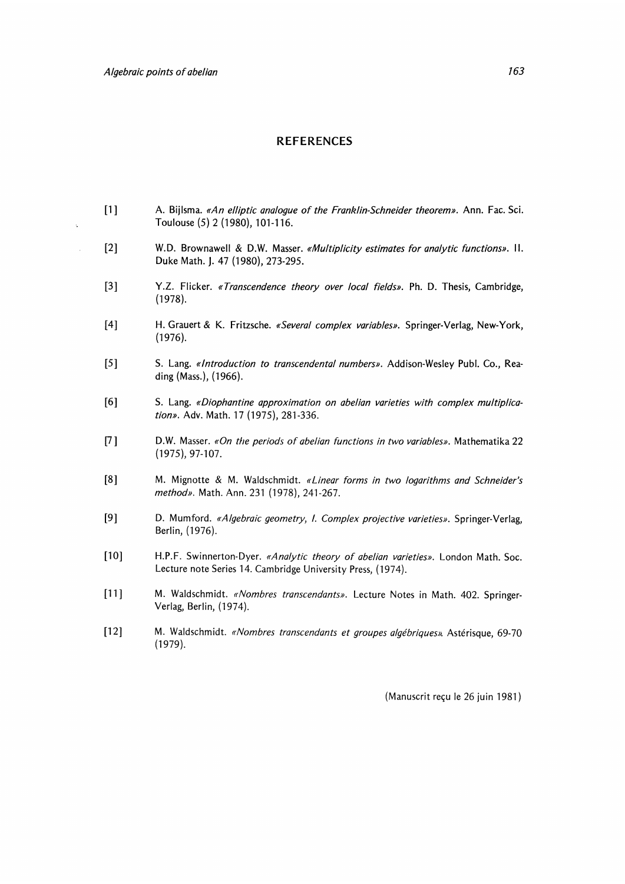## REFERENCES

[1] A. Bijlsma. *«An elliptic analogue of the Franklin-Schneider theorem»*. Ann. Fac. Sci. Toulouse (5) 2 (1980), 101-116.

[2] W.D. Brownawell & D.W. Masser. *«Multiplicity estimates for analytic functions»*. II. Duke Math. J. 47 (1980), 273-295.

[3] Y.Z. Flicker. *«Transcendence theory over local fields»*. Ph. D. Thesis, Cambridge, (1978).

[4] H. Grauert & K. Fritzsche. *«Several complex variables»*. Springer-Verlag, New-York, (1976).

[5] S. Lang. *«Introduction to transcendental numbers»*. Addison-Wesley Publ. Co., Reading (Mass.), (1966).

[6] S. Lang. *«Diophantine approximation on abelian varieties with complex multiplication»*. Adv. Math. 17 (1975), 281-336.

[7] D.W. Masser. *«On the periods of abelian functions in two variables»*. Mathematika 22 (1975), 97-107.

[8] M. Mignotte & M. Waldschmidt. *«Linear forms in two logarithms and Schneider's method»*. Math. Ann. 231 (1978), 241-267.

[9] D. Mumford. *«Algebraic geometry, I. Complex projective varieties»*. Springer-Verlag, Berlin, (1976).

[10] H.P.F. Swinnerton-Dyer. *«Analytic theory of abelian varieties»*. London Math. Soc. Lecture note Series 14. Cambridge University Press, (1974).

[11] M. Waldschmidt. *«Nombres transcendants»*. Lecture Notes in Math. 402. Springer-Verlag, Berlin, (1974).

[12] M. Waldschmidt. *«Nombres transcendants et groupes algébriques»*. Astérisque, 69-70 (1979).

(Manuscrit reçu le 26 juin 1981)